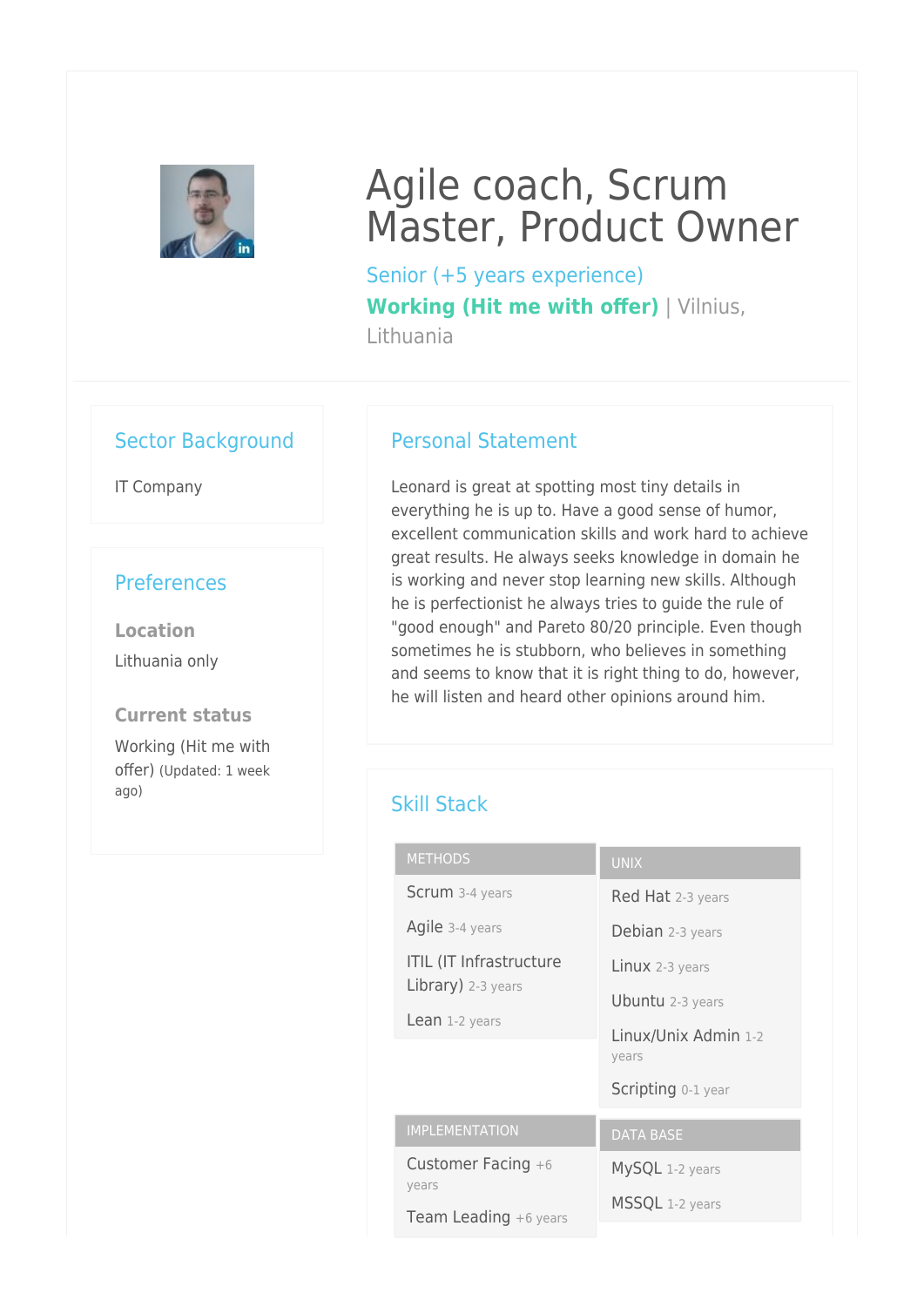# Agile coach, Scrum Master, Product Owner

Senior (+5 years experience)

**Working (Hit me with offer)** | Vilnius, Lithuania

## Sector Background

IT Company

## Preferences

**Location**

Lithuania only

**Current status**

Working (Hit me with offer) (Updated: 1 week ago)

## Personal Statement

Leonard is great at spotting most tiny details in everything he is up to. Have a good sense of humor, excellent communication skills and work hard to achieve great results. He always seeks knowledge in domain he is working and never stop learning new skills. Although he is perfectionist he always tries to guide the rule of "good enough" and Pareto 80/20 principle. Even though sometimes he is stubborn, who believes in something and seems to know that it is right thing to do, however, he will listen and heard other opinions around him.

## Skill Stack

**METHODS**

- Scrum 3-4 years
- Agile 3-4 years
- ITIL (IT Infrastructure Library) 2-3 years
- Lean 1-2 years

**UNIX**

- Red Hat 2-3 years
- Debian 2-3 years
- Linux 2-3 years
- Ubuntu 2-3 years
- Linux/Unix Admin 1-2 years
- Scripting 0-1 year

**IMPLEMENTATION**

- Customer Facing +6 years
- Team Leading +6 years

**DATA BASE**

- MySQL 1-2 years
- MSSQL 1-2 years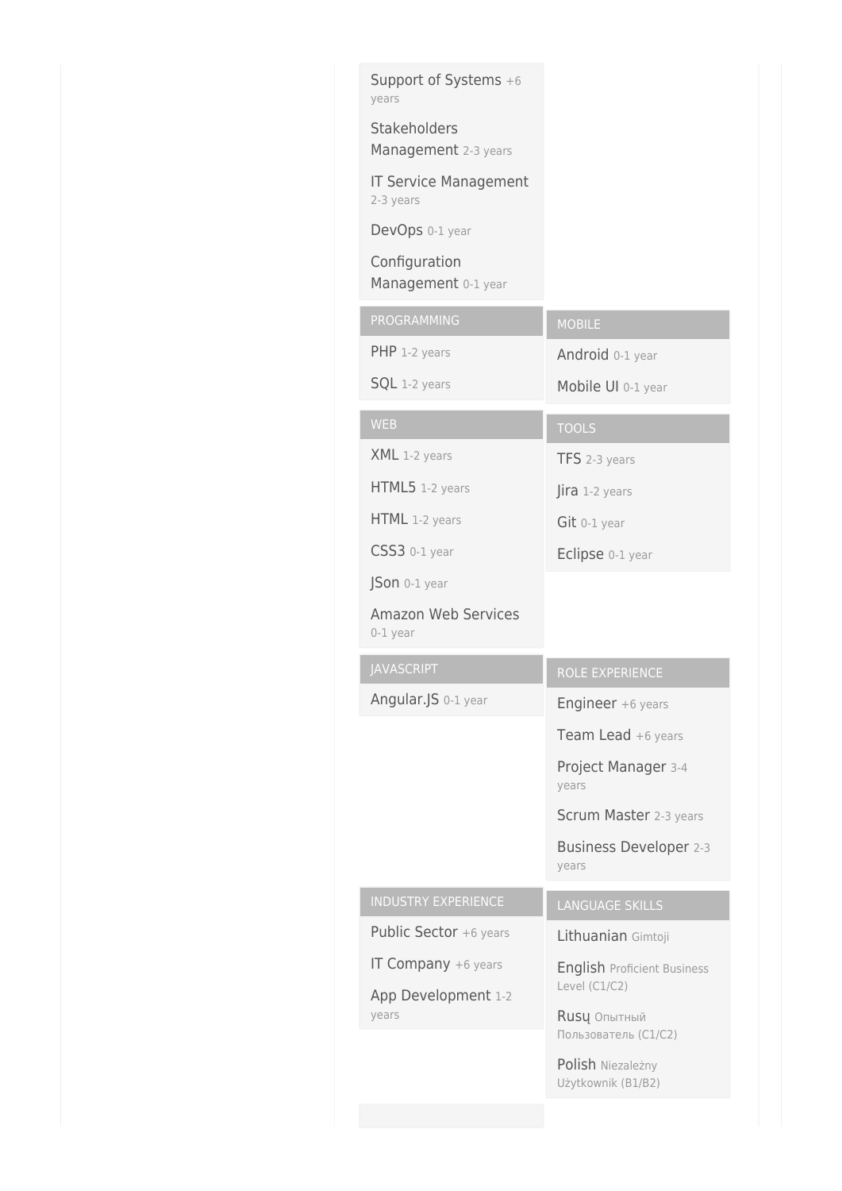- Support of Systems +6 years
- Stakeholders Management 2-3 years
- IT Service Management 2-3 years
- DevOps 0-1 year
- Configuration Management 0-1 year

## PROGRAMMING

- PHP 1-2 years
- SQL 1-2 years

## MOBILE

- Android 0-1 year
- Mobile UI 0-1 year

## WEB

- XML 1-2 years
- HTML5 1-2 years
- HTML 1-2 years
- CSS3 0-1 year
- JSon 0-1 year
- Amazon Web Services 0-1 year

## TOOLS

- TFS 2-3 years
- Jira 1-2 years
- Git 0-1 year
- Eclipse 0-1 year

## JAVASCRIPT

- Angular.JS 0-1 year

## ROLE EXPERIENCE

- Engineer +6 years
- Team Lead +6 years
- Project Manager 3-4 years
- Scrum Master 2-3 years
- Business Developer 2-3 years

## INDUSTRY EXPERIENCE

- Public Sector +6 years
- IT Company +6 years
- App Development 1-2 years

## LANGUAGE SKILLS

- Lithuanian Gimtoji
- English Proficient Business Level (C1/C2)
- Rusų Опытный Пользователь (C1/C2)
- Polish Niezależny Użytkownik (B1/B2)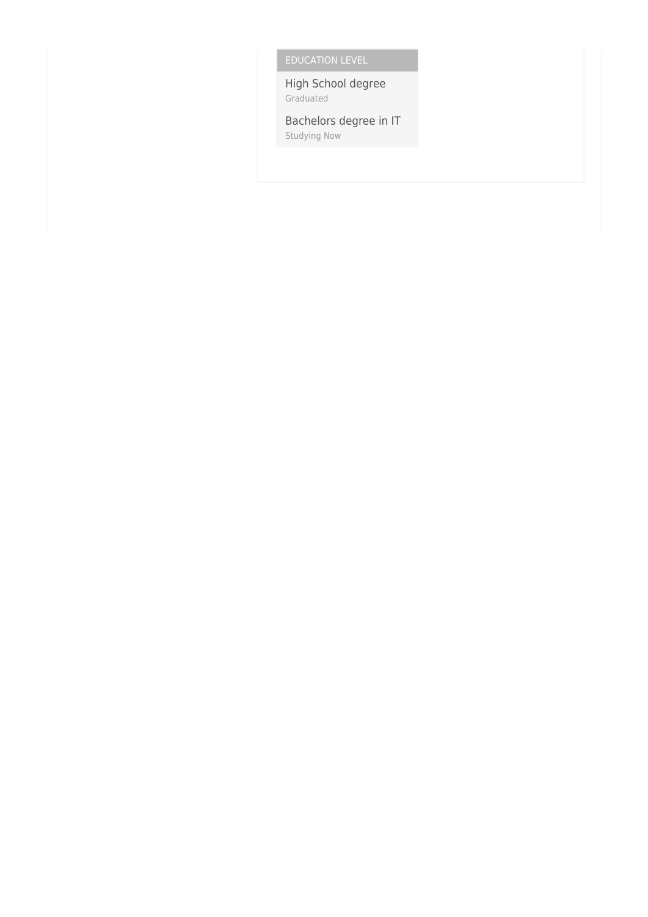## EDUCATION LEVEL

High School degree
Graduated

Bachelors degree in IT
Studying Now